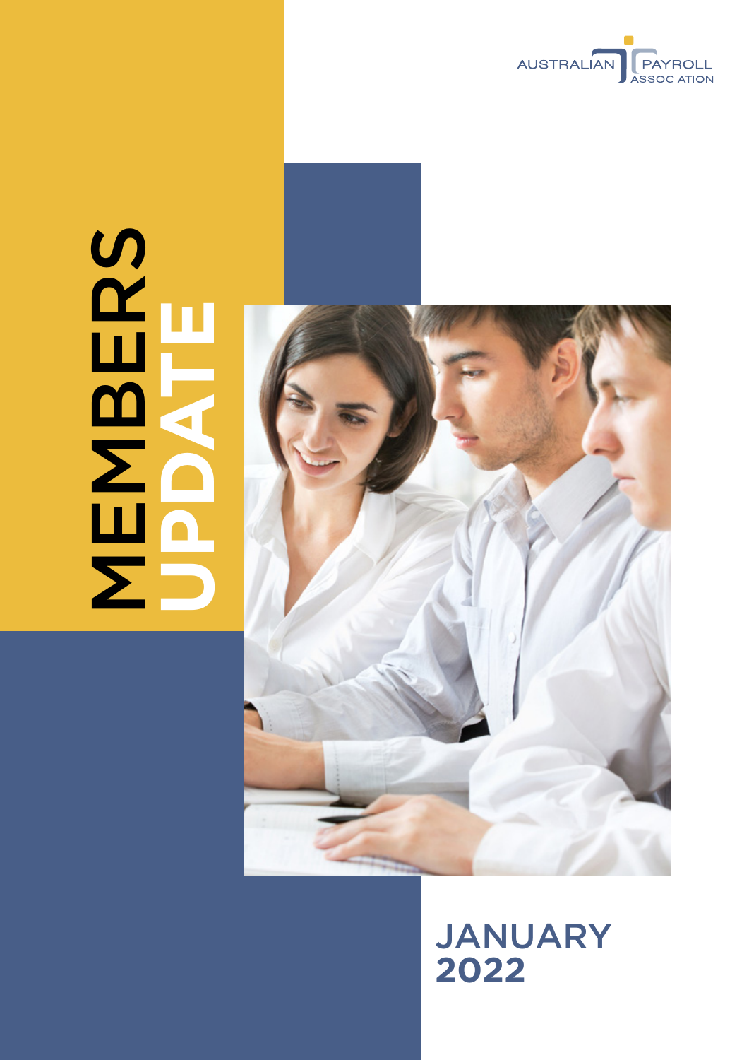AUSTRALIAN PAYROLL ASSOCIATION

# MEMBERS UPDATE

## JANUARY 2022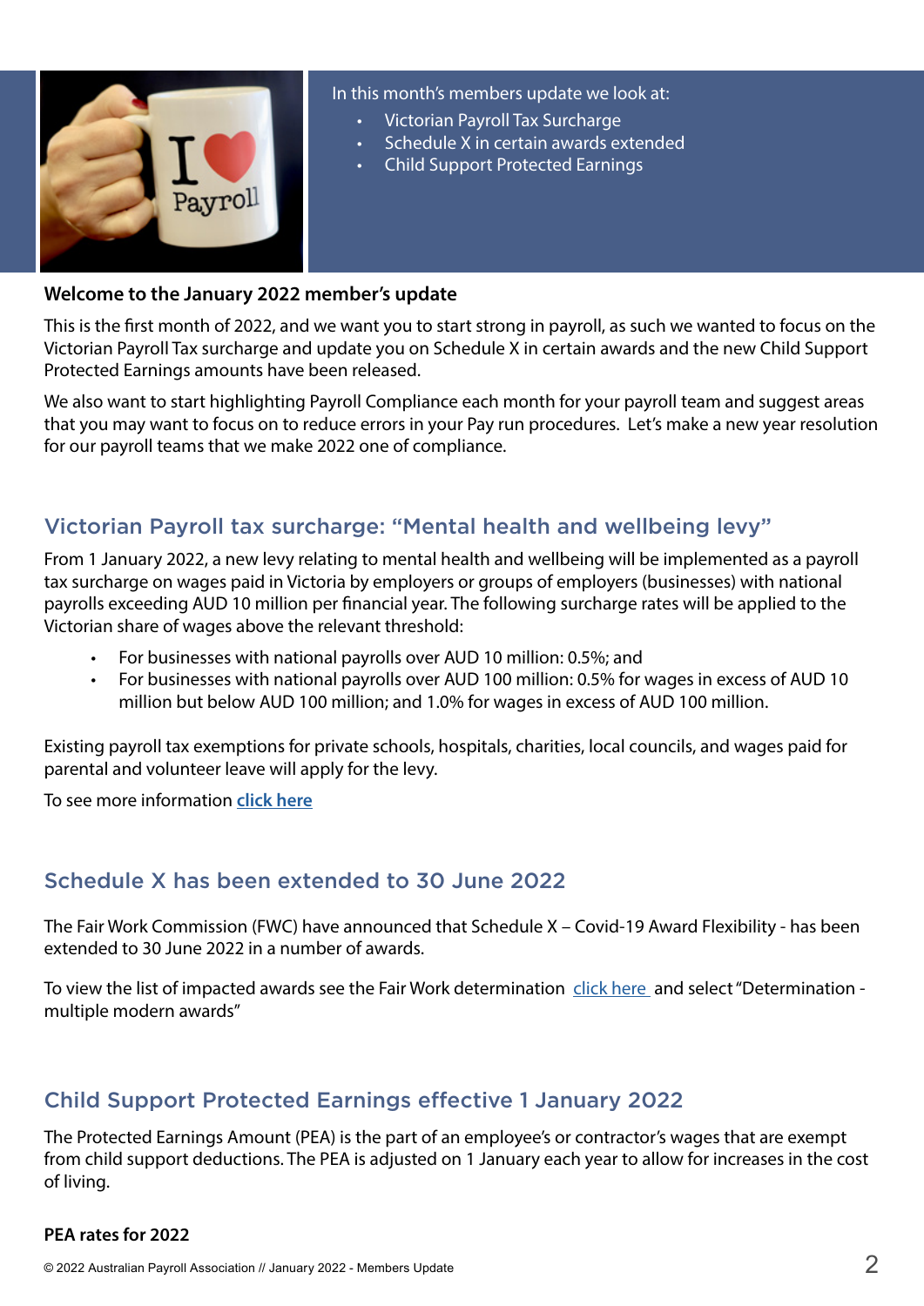In this month's members update we look at:

- Victorian Payroll Tax Surcharge
- Schedule X in certain awards extended
- Child Support Protected Earnings

**Welcome to the January 2022 member's update**

This is the first month of 2022, and we want you to start strong in payroll, as such we wanted to focus on the Victorian Payroll Tax surcharge and update you on Schedule X in certain awards and the new Child Support Protected Earnings amounts have been released.

We also want to start highlighting Payroll Compliance each month for your payroll team and suggest areas that you may want to focus on to reduce errors in your Pay run procedures. Let's make a new year resolution for our payroll teams that we make 2022 one of compliance.

## Victorian Payroll tax surcharge: "Mental health and wellbeing levy"

From 1 January 2022, a new levy relating to mental health and wellbeing will be implemented as a payroll tax surcharge on wages paid in Victoria by employers or groups of employers (businesses) with national payrolls exceeding AUD 10 million per financial year. The following surcharge rates will be applied to the Victorian share of wages above the relevant threshold:

- For businesses with national payrolls over AUD 10 million: 0.5%; and
- For businesses with national payrolls over AUD 100 million: 0.5% for wages in excess of AUD 10 million but below AUD 100 million; and 1.0% for wages in excess of AUD 100 million.

Existing payroll tax exemptions for private schools, hospitals, charities, local councils, and wages paid for parental and volunteer leave will apply for the levy.

To see more information **click here**

## Schedule X has been extended to 30 June 2022

The Fair Work Commission (FWC) have announced that Schedule X – Covid-19 Award Flexibility - has been extended to 30 June 2022 in a number of awards.

To view the list of impacted awards see the Fair Work determination click here and select "Determination - multiple modern awards"

## Child Support Protected Earnings effective 1 January 2022

The Protected Earnings Amount (PEA) is the part of an employee's or contractor's wages that are exempt from child support deductions. The PEA is adjusted on 1 January each year to allow for increases in the cost of living.

**PEA rates for 2022**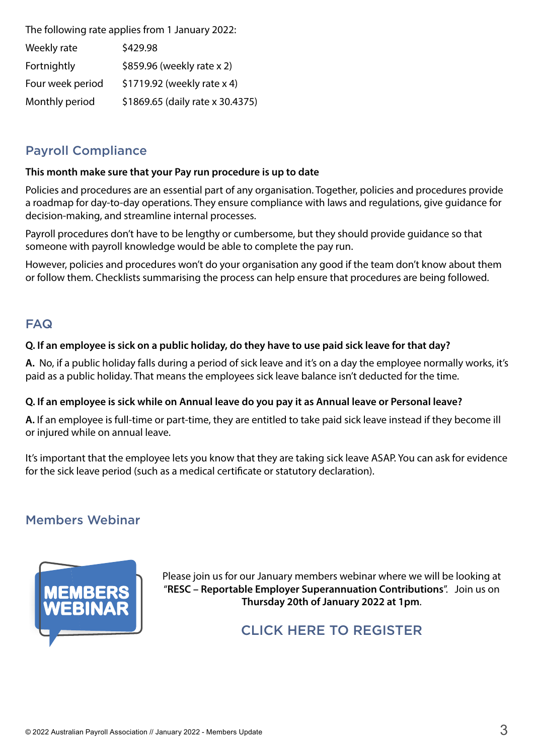The following rate applies from 1 January 2022:

| | |
|---|---|
| Weekly rate | $429.98 |
| Fortnightly | $859.96 (weekly rate x 2) |
| Four week period | $1719.92 (weekly rate x 4) |
| Monthly period | $1869.65 (daily rate x 30.4375) |

## Payroll Compliance

**This month make sure that your Pay run procedure is up to date**

Policies and procedures are an essential part of any organisation. Together, policies and procedures provide a roadmap for day-to-day operations. They ensure compliance with laws and regulations, give guidance for decision-making, and streamline internal processes.

Payroll procedures don't have to be lengthy or cumbersome, but they should provide guidance so that someone with payroll knowledge would be able to complete the pay run.

However, policies and procedures won't do your organisation any good if the team don't know about them or follow them. Checklists summarising the process can help ensure that procedures are being followed.

## FAQ

**Q. If an employee is sick on a public holiday, do they have to use paid sick leave for that day?**

**A.** No, if a public holiday falls during a period of sick leave and it's on a day the employee normally works, it's paid as a public holiday. That means the employees sick leave balance isn't deducted for the time.

**Q. If an employee is sick while on Annual leave do you pay it as Annual leave or Personal leave?**

**A.** If an employee is full-time or part-time, they are entitled to take paid sick leave instead if they become ill or injured while on annual leave.

It's important that the employee lets you know that they are taking sick leave ASAP. You can ask for evidence for the sick leave period (such as a medical certificate or statutory declaration).

## Members Webinar

MEMBERS WEBINAR

Please join us for our January members webinar where we will be looking at "**RESC – Reportable Employer Superannuation Contributions**". Join us on **Thursday 20th of January 2022 at 1pm**.

CLICK HERE TO REGISTER

© 2022 Australian Payroll Association // January 2022 - Members Update